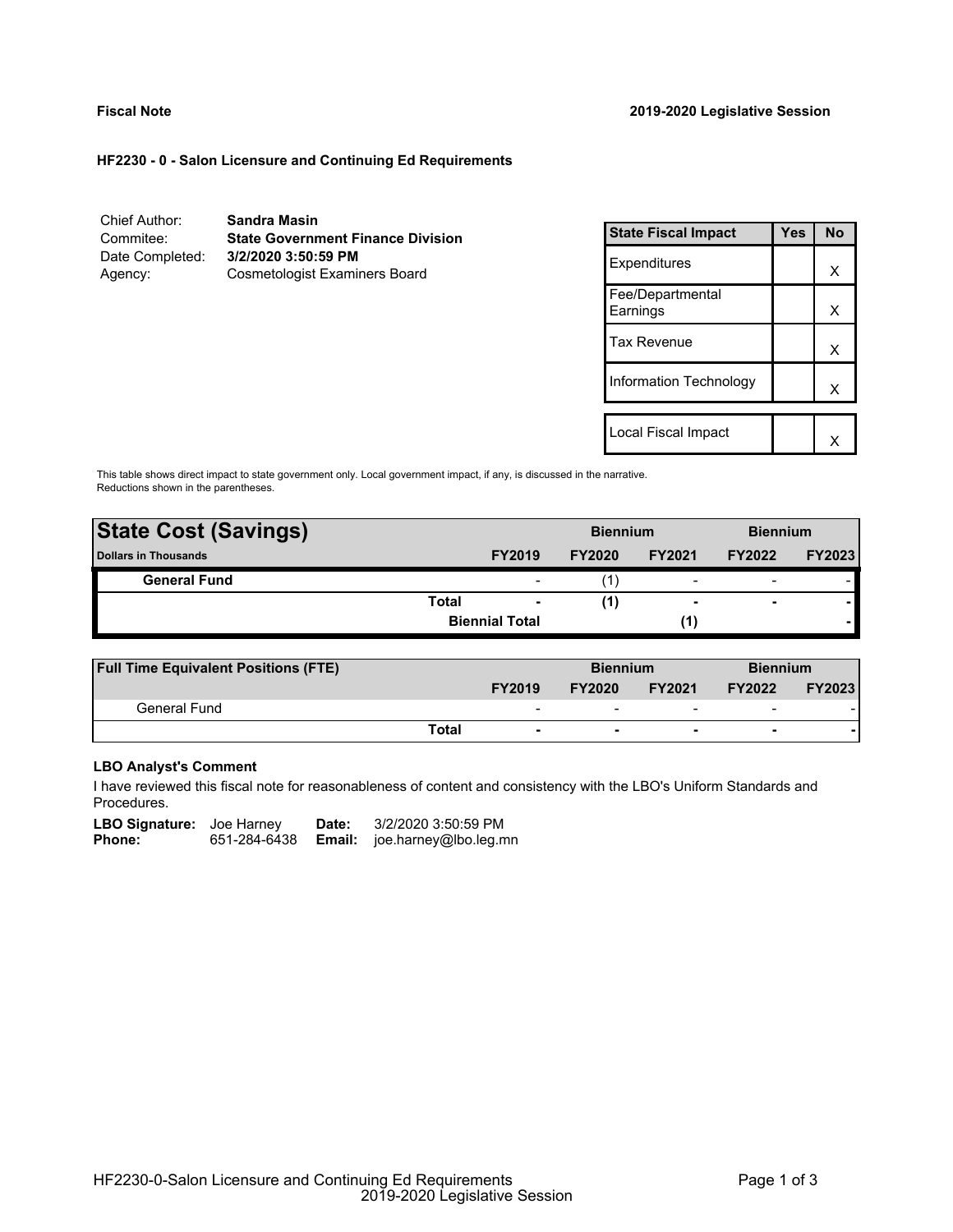**Fiscal Note** **2019-2020 Legislative Session**

**HF2230 - 0 - Salon Licensure and Continuing Ed Requirements**

| | |
|---|---|
| Chief Author: | **Sandra Masin** |
| Commitee: | **State Government Finance Division** |
| Date Completed: | **3/2/2020 3:50:59 PM** |
| Agency: | Cosmetologist Examiners Board |

| State Fiscal Impact | Yes | No |
|---|---|---|
| Expenditures | | X |
| Fee/Departmental Earnings | | X |
| Tax Revenue | | X |
| Information Technology | | X |
| Local Fiscal Impact | | X |

This table shows direct impact to state government only. Local government impact, if any, is discussed in the narrative. Reductions shown in the parentheses.

| State Cost (Savings) | | Biennium | | Biennium | |
|---|---|---|---|---|---|
| Dollars in Thousands | FY2019 | FY2020 | FY2021 | FY2022 | FY2023 |
| General Fund | - | (1) | - | - | - |
| Total | - | (1) | - | - | - |
| Biennial Total | | | (1) | | - |

| Full Time Equivalent Positions (FTE) | | Biennium | | Biennium | |
|---|---|---|---|---|---|
| | FY2019 | FY2020 | FY2021 | FY2022 | FY2023 |
| General Fund | - | - | - | - | - |
| Total | - | - | - | - | - |

**LBO Analyst's Comment**

I have reviewed this fiscal note for reasonableness of content and consistency with the LBO's Uniform Standards and Procedures.

**LBO Signature:** Joe Harney **Date:** 3/2/2020 3:50:59 PM
**Phone:** 651-284-6438 **Email:** joe.harney@lbo.leg.mn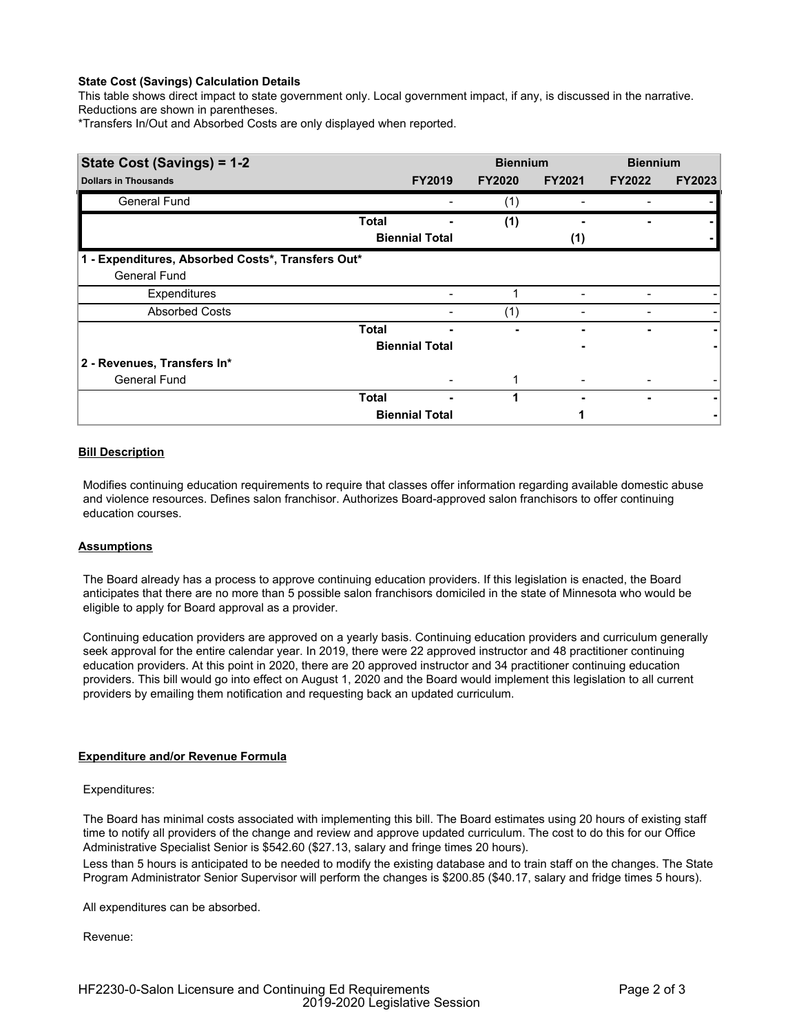**State Cost (Savings) Calculation Details**
This table shows direct impact to state government only. Local government impact, if any, is discussed in the narrative. Reductions are shown in parentheses.
*Transfers In/Out and Absorbed Costs are only displayed when reported.

| State Cost (Savings) = 1-2 | | Biennium | | Biennium | |
|---|---|---|---|---|---|
| **Dollars in Thousands** | **FY2019** | **FY2020** | **FY2021** | **FY2022** | **FY2023** |
| General Fund | - | (1) | - | - | - |
| **Total** | **-** | **(1)** | **-** | **-** | **-** |
| **Biennial Total** | | | **(1)** | | **-** |
| **1 - Expenditures, Absorbed Costs*, Transfers Out*** | | | | | |
| General Fund | | | | | |
| Expenditures | - | 1 | - | - | - |
| Absorbed Costs | - | (1) | - | - | - |
| **Total** | **-** | **-** | **-** | **-** | **-** |
| **Biennial Total** | | | **-** | | **-** |
| **2 - Revenues, Transfers In*** | | | | | |
| General Fund | - | 1 | - | - | - |
| **Total** | **-** | **1** | **-** | **-** | **-** |
| **Biennial Total** | | | **1** | | **-** |

**Bill Description**

Modifies continuing education requirements to require that classes offer information regarding available domestic abuse and violence resources. Defines salon franchisor. Authorizes Board-approved salon franchisors to offer continuing education courses.

**Assumptions**

The Board already has a process to approve continuing education providers. If this legislation is enacted, the Board anticipates that there are no more than 5 possible salon franchisors domiciled in the state of Minnesota who would be eligible to apply for Board approval as a provider.

Continuing education providers are approved on a yearly basis. Continuing education providers and curriculum generally seek approval for the entire calendar year. In 2019, there were 22 approved instructor and 48 practitioner continuing education providers. At this point in 2020, there are 20 approved instructor and 34 practitioner continuing education providers. This bill would go into effect on August 1, 2020 and the Board would implement this legislation to all current providers by emailing them notification and requesting back an updated curriculum.

**Expenditure and/or Revenue Formula**

Expenditures:

The Board has minimal costs associated with implementing this bill. The Board estimates using 20 hours of existing staff time to notify all providers of the change and review and approve updated curriculum. The cost to do this for our Office Administrative Specialist Senior is $542.60 ($27.13, salary and fringe times 20 hours).

Less than 5 hours is anticipated to be needed to modify the existing database and to train staff on the changes. The State Program Administrator Senior Supervisor will perform the changes is $200.85 ($40.17, salary and fridge times 5 hours).

All expenditures can be absorbed.

Revenue: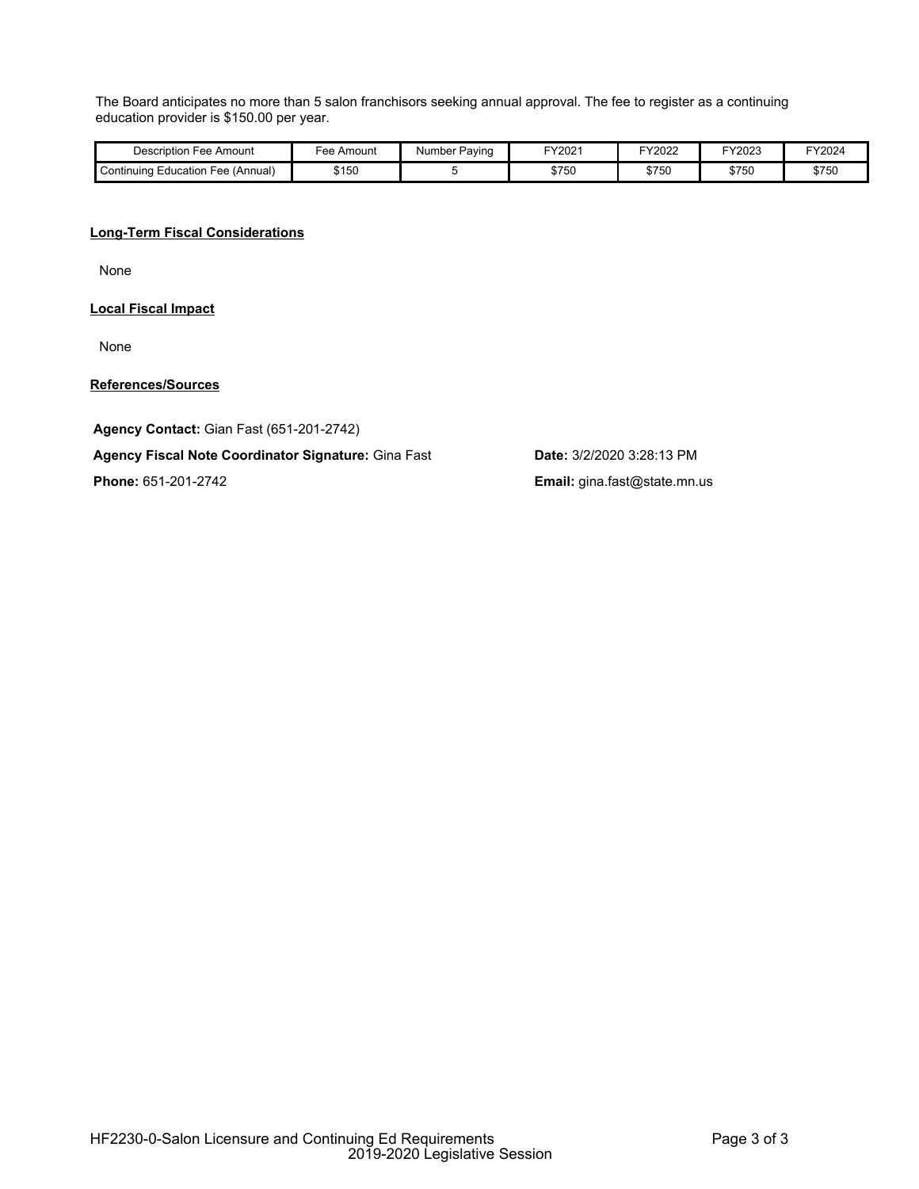The Board anticipates no more than 5 salon franchisors seeking annual approval. The fee to register as a continuing education provider is $150.00 per year.

| Description Fee Amount | Fee Amount | Number Paying | FY2021 | FY2022 | FY2023 | FY2024 |
|---|---|---|---|---|---|---|
| Continuing Education Fee (Annual) | $150 | 5 | $750 | $750 | $750 | $750 |

**Long-Term Fiscal Considerations**

None

**Local Fiscal Impact**

None

**References/Sources**

**Agency Contact:** Gian Fast (651-201-2742)

**Agency Fiscal Note Coordinator Signature:** Gina Fast

**Date:** 3/2/2020 3:28:13 PM

**Phone:** 651-201-2742

**Email:** gina.fast@state.mn.us